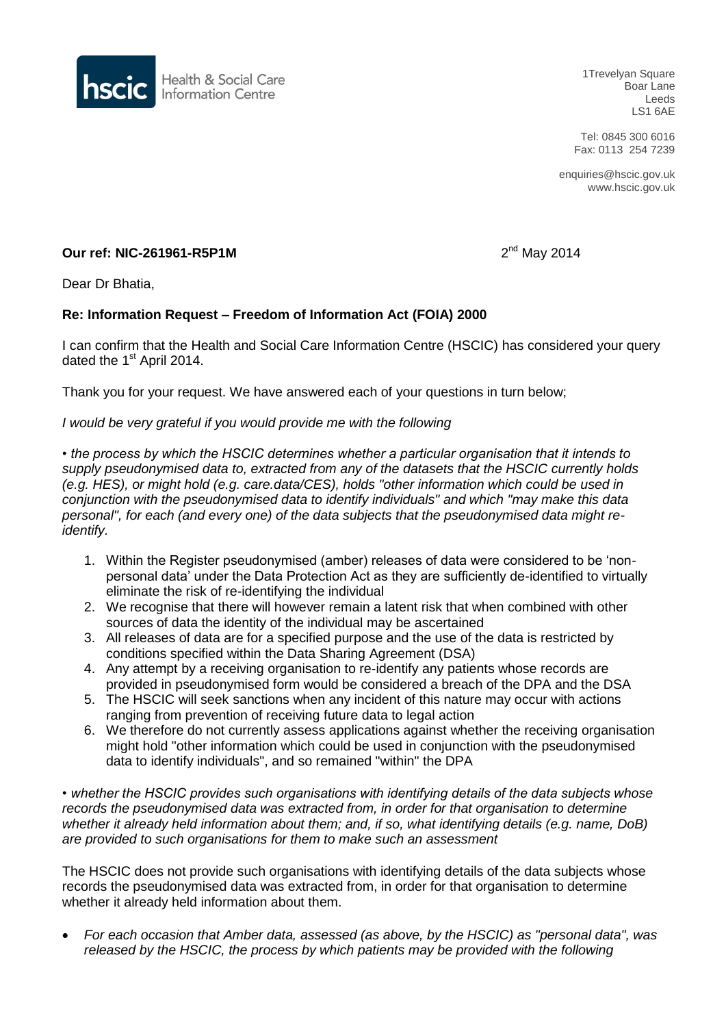hscic Health & Social Care Information Centre

1Trevelyan Square
Boar Lane
Leeds
LS1 6AE

Tel: 0845 300 6016
Fax: 0113 254 7239

enquiries@hscic.gov.uk
www.hscic.gov.uk

**Our ref: NIC-261961-R5P1M**

2nd May 2014

Dear Dr Bhatia,

**Re: Information Request – Freedom of Information Act (FOIA) 2000**

I can confirm that the Health and Social Care Information Centre (HSCIC) has considered your query dated the 1st April 2014.

Thank you for your request. We have answered each of your questions in turn below;

*I would be very grateful if you would provide me with the following*

*• the process by which the HSCIC determines whether a particular organisation that it intends to supply pseudonymised data to, extracted from any of the datasets that the HSCIC currently holds (e.g. HES), or might hold (e.g. care.data/CES), holds "other information which could be used in conjunction with the pseudonymised data to identify individuals" and which "may make this data personal", for each (and every one) of the data subjects that the pseudonymised data might re-identify.*

1. Within the Register pseudonymised (amber) releases of data were considered to be 'non-personal data' under the Data Protection Act as they are sufficiently de-identified to virtually eliminate the risk of re-identifying the individual
2. We recognise that there will however remain a latent risk that when combined with other sources of data the identity of the individual may be ascertained
3. All releases of data are for a specified purpose and the use of the data is restricted by conditions specified within the Data Sharing Agreement (DSA)
4. Any attempt by a receiving organisation to re-identify any patients whose records are provided in pseudonymised form would be considered a breach of the DPA and the DSA
5. The HSCIC will seek sanctions when any incident of this nature may occur with actions ranging from prevention of receiving future data to legal action
6. We therefore do not currently assess applications against whether the receiving organisation might hold "other information which could be used in conjunction with the pseudonymised data to identify individuals", and so remained "within" the DPA

*• whether the HSCIC provides such organisations with identifying details of the data subjects whose records the pseudonymised data was extracted from, in order for that organisation to determine whether it already held information about them; and, if so, what identifying details (e.g. name, DoB) are provided to such organisations for them to make such an assessment*

The HSCIC does not provide such organisations with identifying details of the data subjects whose records the pseudonymised data was extracted from, in order for that organisation to determine whether it already held information about them.

- *For each occasion that Amber data, assessed (as above, by the HSCIC) as "personal data", was released by the HSCIC, the process by which patients may be provided with the following*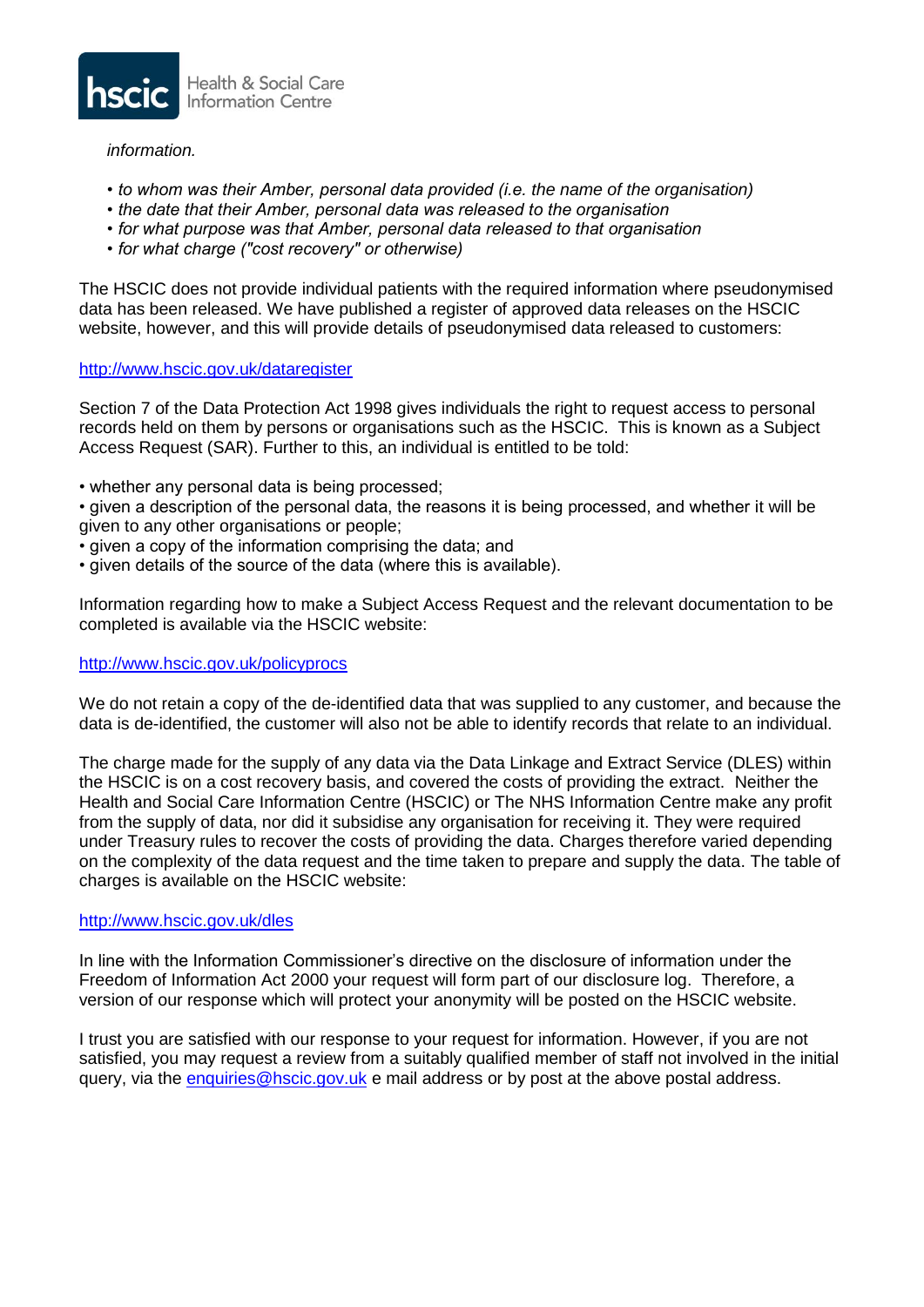*information.*

- *to whom was their Amber, personal data provided (i.e. the name of the organisation)*
- *the date that their Amber, personal data was released to the organisation*
- *for what purpose was that Amber, personal data released to that organisation*
- *for what charge ("cost recovery" or otherwise)*

The HSCIC does not provide individual patients with the required information where pseudonymised data has been released. We have published a register of approved data releases on the HSCIC website, however, and this will provide details of pseudonymised data released to customers:

http://www.hscic.gov.uk/dataregister

Section 7 of the Data Protection Act 1998 gives individuals the right to request access to personal records held on them by persons or organisations such as the HSCIC. This is known as a Subject Access Request (SAR). Further to this, an individual is entitled to be told:

- whether any personal data is being processed;
- given a description of the personal data, the reasons it is being processed, and whether it will be given to any other organisations or people;
- given a copy of the information comprising the data; and
- given details of the source of the data (where this is available).

Information regarding how to make a Subject Access Request and the relevant documentation to be completed is available via the HSCIC website:

http://www.hscic.gov.uk/policyprocs

We do not retain a copy of the de-identified data that was supplied to any customer, and because the data is de-identified, the customer will also not be able to identify records that relate to an individual.

The charge made for the supply of any data via the Data Linkage and Extract Service (DLES) within the HSCIC is on a cost recovery basis, and covered the costs of providing the extract. Neither the Health and Social Care Information Centre (HSCIC) or The NHS Information Centre make any profit from the supply of data, nor did it subsidise any organisation for receiving it. They were required under Treasury rules to recover the costs of providing the data. Charges therefore varied depending on the complexity of the data request and the time taken to prepare and supply the data. The table of charges is available on the HSCIC website:

http://www.hscic.gov.uk/dles

In line with the Information Commissioner's directive on the disclosure of information under the Freedom of Information Act 2000 your request will form part of our disclosure log. Therefore, a version of our response which will protect your anonymity will be posted on the HSCIC website.

I trust you are satisfied with our response to your request for information. However, if you are not satisfied, you may request a review from a suitably qualified member of staff not involved in the initial query, via the enquiries@hscic.gov.uk e mail address or by post at the above postal address.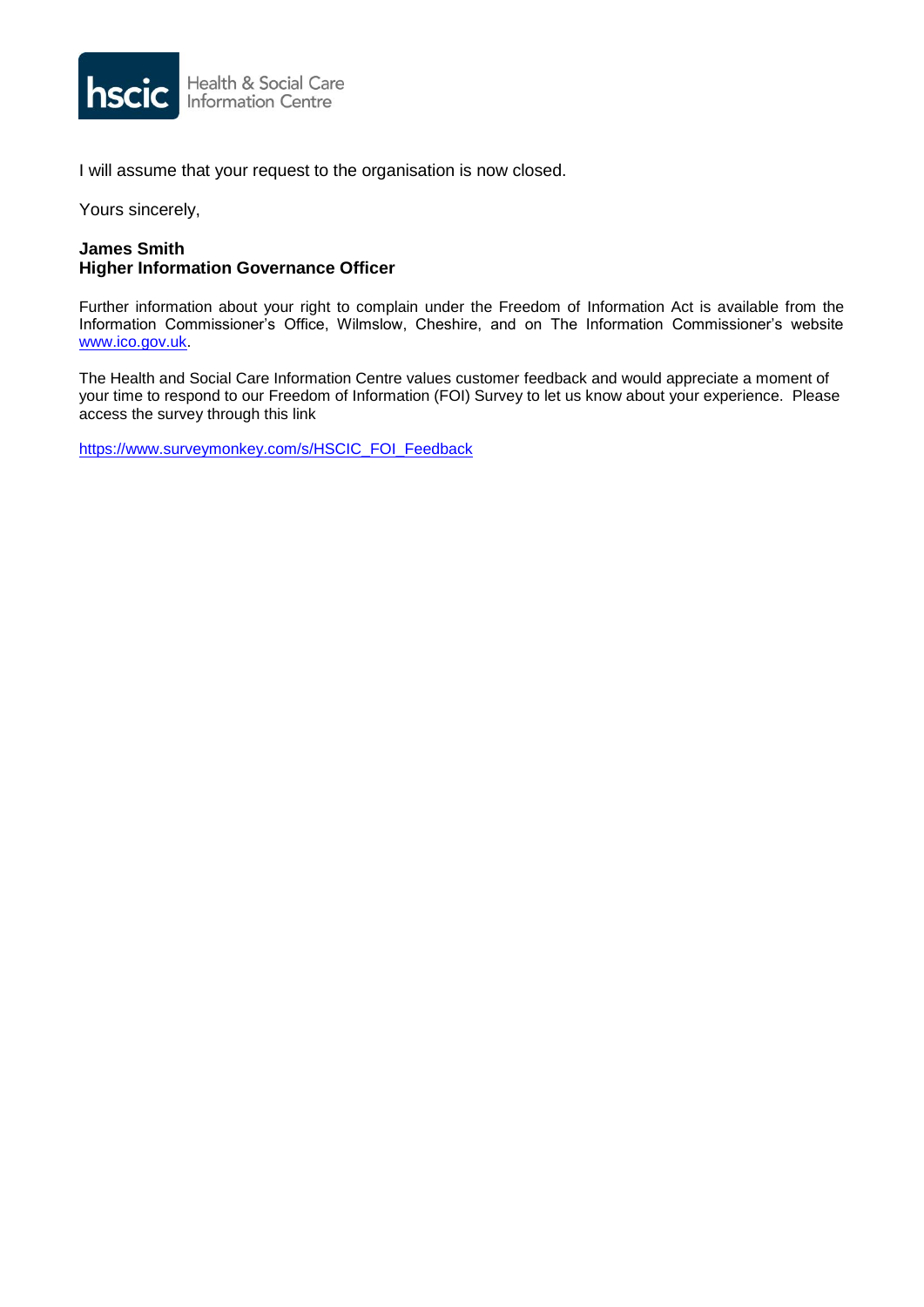I will assume that your request to the organisation is now closed.

Yours sincerely,

**James Smith**
**Higher Information Governance Officer**

Further information about your right to complain under the Freedom of Information Act is available from the Information Commissioner's Office, Wilmslow, Cheshire, and on The Information Commissioner's website www.ico.gov.uk.

The Health and Social Care Information Centre values customer feedback and would appreciate a moment of your time to respond to our Freedom of Information (FOI) Survey to let us know about your experience. Please access the survey through this link

https://www.surveymonkey.com/s/HSCIC_FOI_Feedback